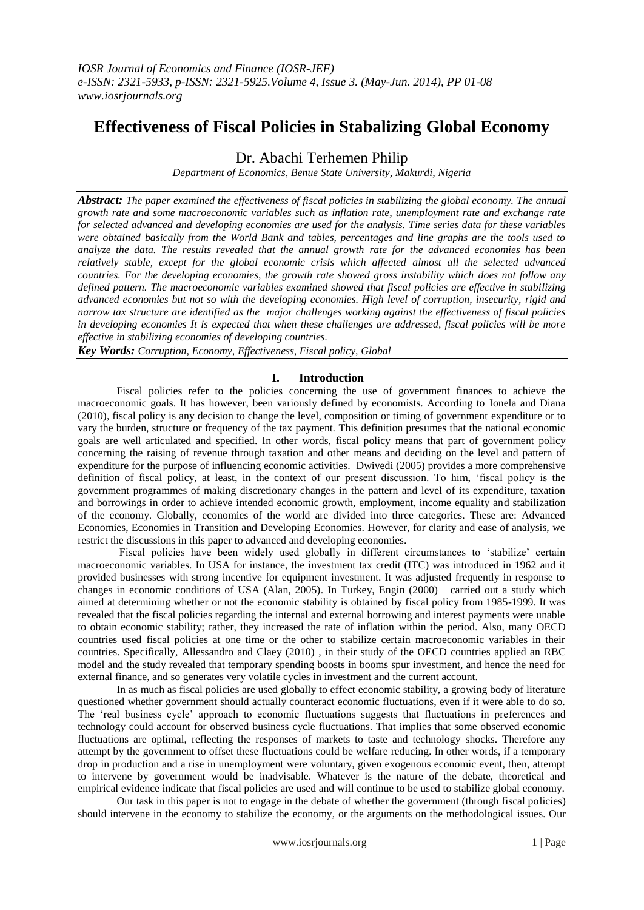# Effectiveness of Fiscal Policies in Stabalizing Global Economy

## Dr. Abachi Terhemen Philip

*Department of Economics, Benue State University, Makurdi, Nigeria*

***Abstract:*** *The paper examined the effectiveness of fiscal policies in stabilizing the global economy. The annual growth rate and some macroeconomic variables such as inflation rate, unemployment rate and exchange rate for selected advanced and developing economies are used for the analysis. Time series data for these variables were obtained basically from the World Bank and tables, percentages and line graphs are the tools used to analyze the data. The results revealed that the annual growth rate for the advanced economies has been relatively stable, except for the global economic crisis which affected almost all the selected advanced countries. For the developing economies, the growth rate showed gross instability which does not follow any defined pattern. The macroeconomic variables examined showed that fiscal policies are effective in stabilizing advanced economies but not so with the developing economies. High level of corruption, insecurity, rigid and narrow tax structure are identified as the major challenges working against the effectiveness of fiscal policies in developing economies It is expected that when these challenges are addressed, fiscal policies will be more effective in stabilizing economies of developing countries.*

***Key Words:*** *Corruption, Economy, Effectiveness, Fiscal policy, Global*

## I. Introduction

Fiscal policies refer to the policies concerning the use of government finances to achieve the macroeconomic goals. It has however, been variously defined by economists. According to Ionela and Diana (2010), fiscal policy is any decision to change the level, composition or timing of government expenditure or to vary the burden, structure or frequency of the tax payment. This definition presumes that the national economic goals are well articulated and specified. In other words, fiscal policy means that part of government policy concerning the raising of revenue through taxation and other means and deciding on the level and pattern of expenditure for the purpose of influencing economic activities. Dwivedi (2005) provides a more comprehensive definition of fiscal policy, at least, in the context of our present discussion. To him, 'fiscal policy is the government programmes of making discretionary changes in the pattern and level of its expenditure, taxation and borrowings in order to achieve intended economic growth, employment, income equality and stabilization of the economy. Globally, economies of the world are divided into three categories. These are: Advanced Economies, Economies in Transition and Developing Economies. However, for clarity and ease of analysis, we restrict the discussions in this paper to advanced and developing economies.

Fiscal policies have been widely used globally in different circumstances to 'stabilize' certain macroeconomic variables. In USA for instance, the investment tax credit (ITC) was introduced in 1962 and it provided businesses with strong incentive for equipment investment. It was adjusted frequently in response to changes in economic conditions of USA (Alan, 2005). In Turkey, Engin (2000) carried out a study which aimed at determining whether or not the economic stability is obtained by fiscal policy from 1985-1999. It was revealed that the fiscal policies regarding the internal and external borrowing and interest payments were unable to obtain economic stability; rather, they increased the rate of inflation within the period. Also, many OECD countries used fiscal policies at one time or the other to stabilize certain macroeconomic variables in their countries. Specifically, Allessandro and Claey (2010) , in their study of the OECD countries applied an RBC model and the study revealed that temporary spending boosts in booms spur investment, and hence the need for external finance, and so generates very volatile cycles in investment and the current account.

In as much as fiscal policies are used globally to effect economic stability, a growing body of literature questioned whether government should actually counteract economic fluctuations, even if it were able to do so. The 'real business cycle' approach to economic fluctuations suggests that fluctuations in preferences and technology could account for observed business cycle fluctuations. That implies that some observed economic fluctuations are optimal, reflecting the responses of markets to taste and technology shocks. Therefore any attempt by the government to offset these fluctuations could be welfare reducing. In other words, if a temporary drop in production and a rise in unemployment were voluntary, given exogenous economic event, then, attempt to intervene by government would be inadvisable. Whatever is the nature of the debate, theoretical and empirical evidence indicate that fiscal policies are used and will continue to be used to stabilize global economy.

Our task in this paper is not to engage in the debate of whether the government (through fiscal policies) should intervene in the economy to stabilize the economy, or the arguments on the methodological issues. Our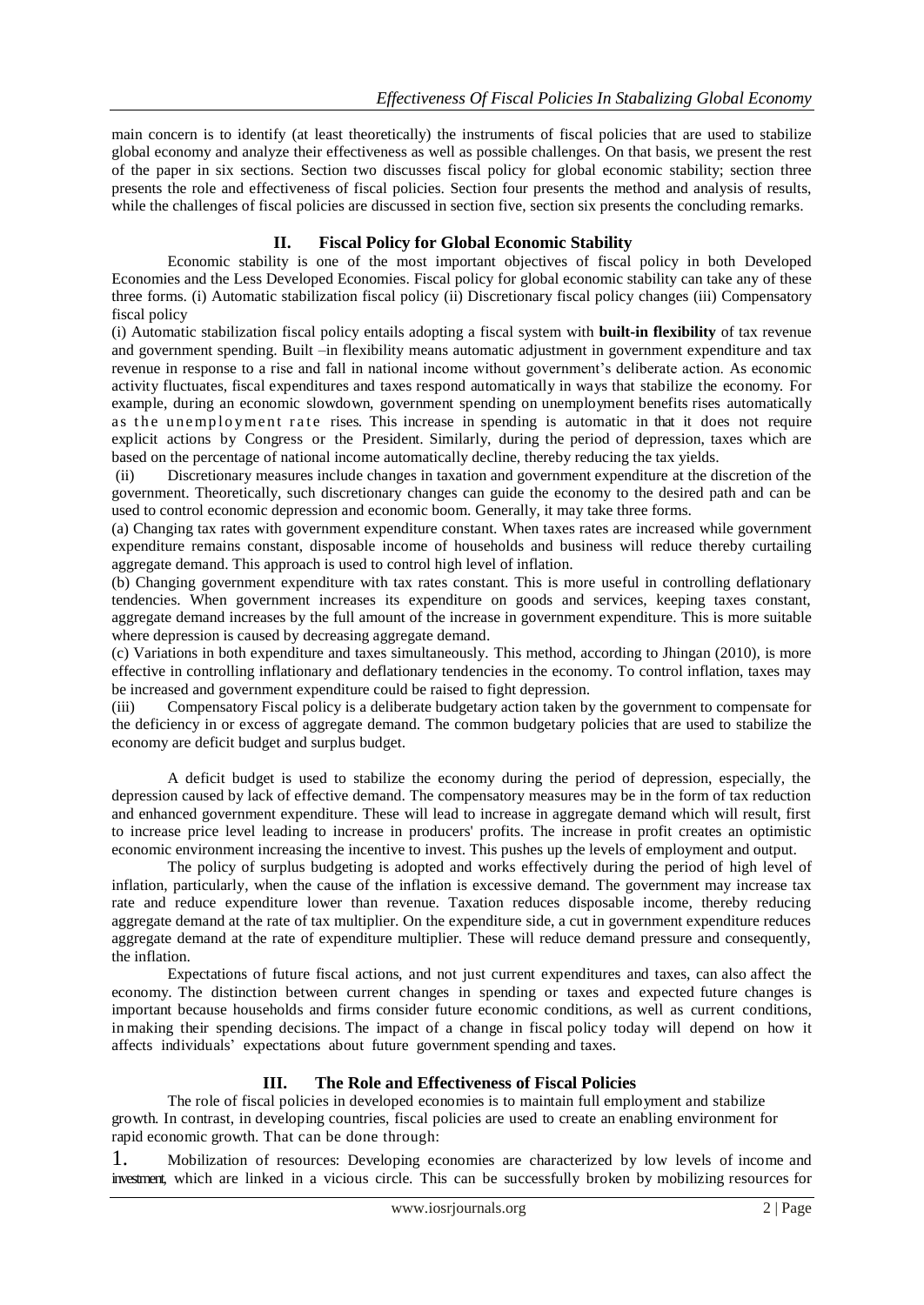main concern is to identify (at least theoretically) the instruments of fiscal policies that are used to stabilize global economy and analyze their effectiveness as well as possible challenges. On that basis, we present the rest of the paper in six sections. Section two discusses fiscal policy for global economic stability; section three presents the role and effectiveness of fiscal policies. Section four presents the method and analysis of results, while the challenges of fiscal policies are discussed in section five, section six presents the concluding remarks.

## II. Fiscal Policy for Global Economic Stability

Economic stability is one of the most important objectives of fiscal policy in both Developed Economies and the Less Developed Economies. Fiscal policy for global economic stability can take any of these three forms. (i) Automatic stabilization fiscal policy (ii) Discretionary fiscal policy changes (iii) Compensatory fiscal policy

(i) Automatic stabilization fiscal policy entails adopting a fiscal system with **built-in flexibility** of tax revenue and government spending. Built –in flexibility means automatic adjustment in government expenditure and tax revenue in response to a rise and fall in national income without government's deliberate action. As economic activity fluctuates, fiscal expenditures and taxes respond automatically in ways that stabilize the economy. For example, during an economic slowdown, government spending on unemployment benefits rises automatically as the unemployment rate rises. This increase in spending is automatic in that it does not require explicit actions by Congress or the President. Similarly, during the period of depression, taxes which are based on the percentage of national income automatically decline, thereby reducing the tax yields.

(ii) Discretionary measures include changes in taxation and government expenditure at the discretion of the government. Theoretically, such discretionary changes can guide the economy to the desired path and can be used to control economic depression and economic boom. Generally, it may take three forms.

(a) Changing tax rates with government expenditure constant. When taxes rates are increased while government expenditure remains constant, disposable income of households and business will reduce thereby curtailing aggregate demand. This approach is used to control high level of inflation.

(b) Changing government expenditure with tax rates constant. This is more useful in controlling deflationary tendencies. When government increases its expenditure on goods and services, keeping taxes constant, aggregate demand increases by the full amount of the increase in government expenditure. This is more suitable where depression is caused by decreasing aggregate demand.

(c) Variations in both expenditure and taxes simultaneously. This method, according to Jhingan (2010), is more effective in controlling inflationary and deflationary tendencies in the economy. To control inflation, taxes may be increased and government expenditure could be raised to fight depression.

(iii) Compensatory Fiscal policy is a deliberate budgetary action taken by the government to compensate for the deficiency in or excess of aggregate demand. The common budgetary policies that are used to stabilize the economy are deficit budget and surplus budget.

A deficit budget is used to stabilize the economy during the period of depression, especially, the depression caused by lack of effective demand. The compensatory measures may be in the form of tax reduction and enhanced government expenditure. These will lead to increase in aggregate demand which will result, first to increase price level leading to increase in producers' profits. The increase in profit creates an optimistic economic environment increasing the incentive to invest. This pushes up the levels of employment and output.

The policy of surplus budgeting is adopted and works effectively during the period of high level of inflation, particularly, when the cause of the inflation is excessive demand. The government may increase tax rate and reduce expenditure lower than revenue. Taxation reduces disposable income, thereby reducing aggregate demand at the rate of tax multiplier. On the expenditure side, a cut in government expenditure reduces aggregate demand at the rate of expenditure multiplier. These will reduce demand pressure and consequently, the inflation.

Expectations of future fiscal actions, and not just current expenditures and taxes, can also affect the economy. The distinction between current changes in spending or taxes and expected future changes is important because households and firms consider future economic conditions, as well as current conditions, in making their spending decisions. The impact of a change in fiscal policy today will depend on how it affects individuals' expectations about future government spending and taxes.

## III. The Role and Effectiveness of Fiscal Policies

The role of fiscal policies in developed economies is to maintain full employment and stabilize growth. In contrast, in developing countries, fiscal policies are used to create an enabling environment for rapid economic growth. That can be done through:

1. Mobilization of resources: Developing economies are characterized by low levels of income and investment, which are linked in a vicious circle. This can be successfully broken by mobilizing resources for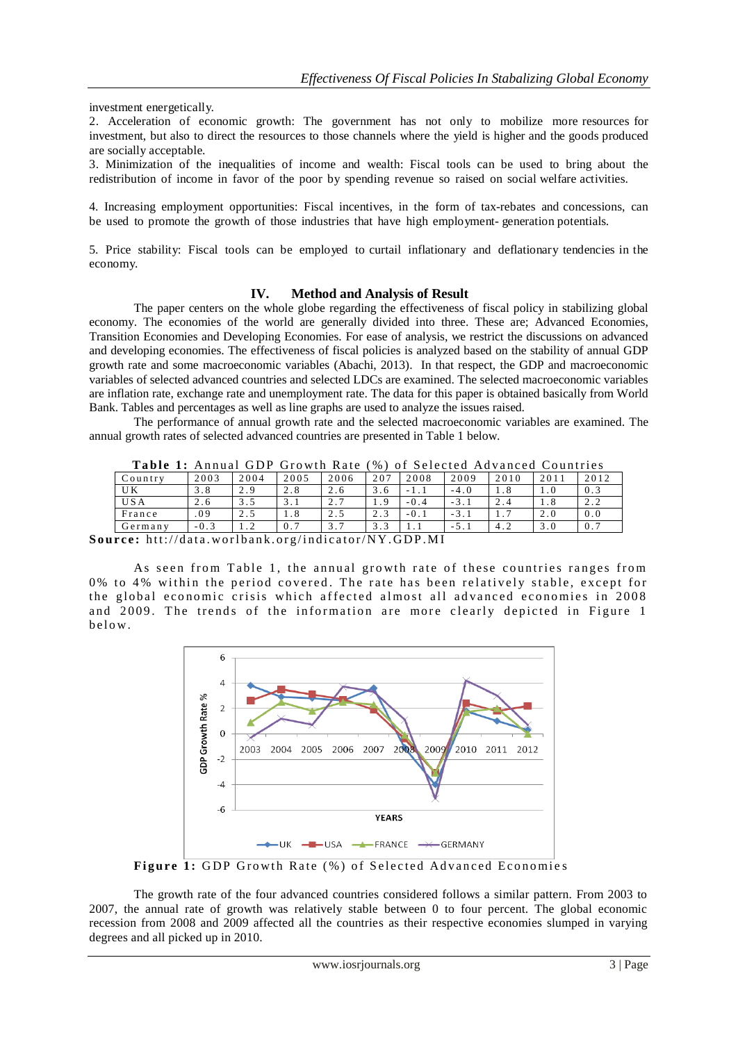investment energetically.

2. Acceleration of economic growth: The government has not only to mobilize more resources for investment, but also to direct the resources to those channels where the yield is higher and the goods produced are socially acceptable.

3. Minimization of the inequalities of income and wealth: Fiscal tools can be used to bring about the redistribution of income in favor of the poor by spending revenue so raised on social welfare activities.

4. Increasing employment opportunities: Fiscal incentives, in the form of tax-rebates and concessions, can be used to promote the growth of those industries that have high employment- generation potentials.

5. Price stability: Fiscal tools can be employed to curtail inflationary and deflationary tendencies in the economy.

## IV. Method and Analysis of Result

The paper centers on the whole globe regarding the effectiveness of fiscal policy in stabilizing global economy. The economies of the world are generally divided into three. These are; Advanced Economies, Transition Economies and Developing Economies. For ease of analysis, we restrict the discussions on advanced and developing economies. The effectiveness of fiscal policies is analyzed based on the stability of annual GDP growth rate and some macroeconomic variables (Abachi, 2013). In that respect, the GDP and macroeconomic variables of selected advanced countries and selected LDCs are examined. The selected macroeconomic variables are inflation rate, exchange rate and unemployment rate. The data for this paper is obtained basically from World Bank. Tables and percentages as well as line graphs are used to analyze the issues raised.

The performance of annual growth rate and the selected macroeconomic variables are examined. The annual growth rates of selected advanced countries are presented in Table 1 below.

**Table 1:** Annual GDP Growth Rate (%) of Selected Advanced Countries

| Country | 2003 | 2004 | 2005 | 2006 | 207 | 2008 | 2009 | 2010 | 2011 | 2012 |
|---|---|---|---|---|---|---|---|---|---|---|
| UK | 3.8 | 2.9 | 2.8 | 2.6 | 3.6 | -1.1 | -4.0 | 1.8 | 1.0 | 0.3 |
| USA | 2.6 | 3.5 | 3.1 | 2.7 | 1.9 | -0.4 | -3.1 | 2.4 | 1.8 | 2.2 |
| France | .09 | 2.5 | 1.8 | 2.5 | 2.3 | -0.1 | -3.1 | 1.7 | 2.0 | 0.0 |
| Germany | -0.3 | 1.2 | 0.7 | 3.7 | 3.3 | 1.1 | -5.1 | 4.2 | 3.0 | 0.7 |

**Source:** htt://data.worlbank.org/indicator/NY.GDP.MI

As seen from Table 1, the annual growth rate of these countries ranges from 0% to 4% within the period covered. The rate has been relatively stable, except for the global economic crisis which affected almost all advanced economies in 2008 and 2009. The trends of the information are more clearly depicted in Figure 1 below.

**Figure 1:** GDP Growth Rate (%) of Selected Advanced Economies

The growth rate of the four advanced countries considered follows a similar pattern. From 2003 to 2007, the annual rate of growth was relatively stable between 0 to four percent. The global economic recession from 2008 and 2009 affected all the countries as their respective economies slumped in varying degrees and all picked up in 2010.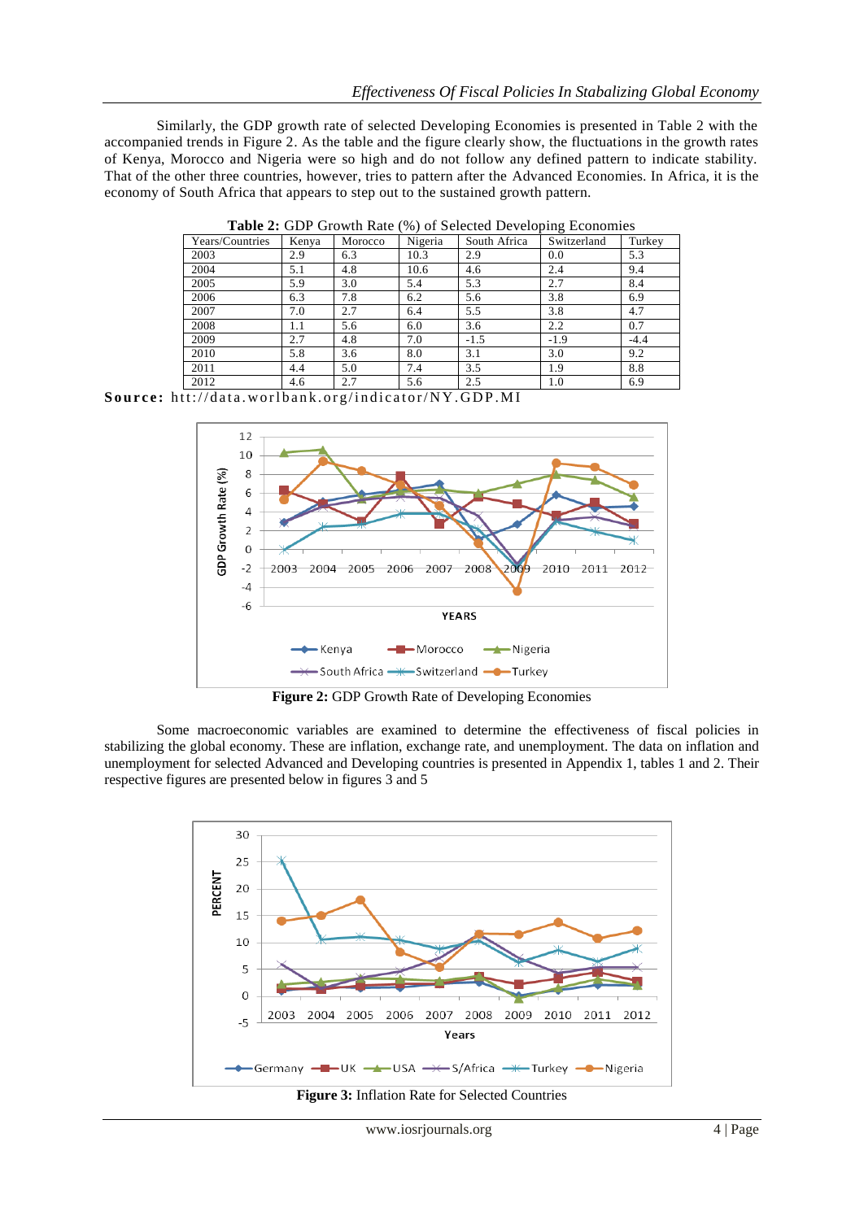Similarly, the GDP growth rate of selected Developing Economies is presented in Table 2 with the accompanied trends in Figure 2. As the table and the figure clearly show, the fluctuations in the growth rates of Kenya, Morocco and Nigeria were so high and do not follow any defined pattern to indicate stability. That of the other three countries, however, tries to pattern after the Advanced Economies. In Africa, it is the economy of South Africa that appears to step out to the sustained growth pattern.

**Table 2:** GDP Growth Rate (%) of Selected Developing Economies

| Years/Countries | Kenya | Morocco | Nigeria | South Africa | Switzerland | Turkey |
|---|---|---|---|---|---|---|
| 2003 | 2.9 | 6.3 | 10.3 | 2.9 | 0.0 | 5.3 |
| 2004 | 5.1 | 4.8 | 10.6 | 4.6 | 2.4 | 9.4 |
| 2005 | 5.9 | 3.0 | 5.4 | 5.3 | 2.7 | 8.4 |
| 2006 | 6.3 | 7.8 | 6.2 | 5.6 | 3.8 | 6.9 |
| 2007 | 7.0 | 2.7 | 6.4 | 5.5 | 3.8 | 4.7 |
| 2008 | 1.1 | 5.6 | 6.0 | 3.6 | 2.2 | 0.7 |
| 2009 | 2.7 | 4.8 | 7.0 | -1.5 | -1.9 | -4.4 |
| 2010 | 5.8 | 3.6 | 8.0 | 3.1 | 3.0 | 9.2 |
| 2011 | 4.4 | 5.0 | 7.4 | 3.5 | 1.9 | 8.8 |
| 2012 | 4.6 | 2.7 | 5.6 | 2.5 | 1.0 | 6.9 |

**Source:** htt://data.worlbank.org/indicator/NY.GDP.MI

GDP Growth Rate (%)
12
10
8
6
4
2
0
-2
-4
-6
2003 2004 2005 2006 2007 2008 2009 2010 2011 2012
YEARS
Kenya Morocco Nigeria South Africa Switzerland Turkey

**Figure 2:** GDP Growth Rate of Developing Economies

Some macroeconomic variables are examined to determine the effectiveness of fiscal policies in stabilizing the global economy. These are inflation, exchange rate, and unemployment. The data on inflation and unemployment for selected Advanced and Developing countries is presented in Appendix 1, tables 1 and 2. Their respective figures are presented below in figures 3 and 5

PERCENT
30
25
20
15
10
5
0
-5
2003 2004 2005 2006 2007 2008 2009 2010 2011 2012
Years
Germany UK USA S/Africa Turkey Nigeria

**Figure 3:** Inflation Rate for Selected Countries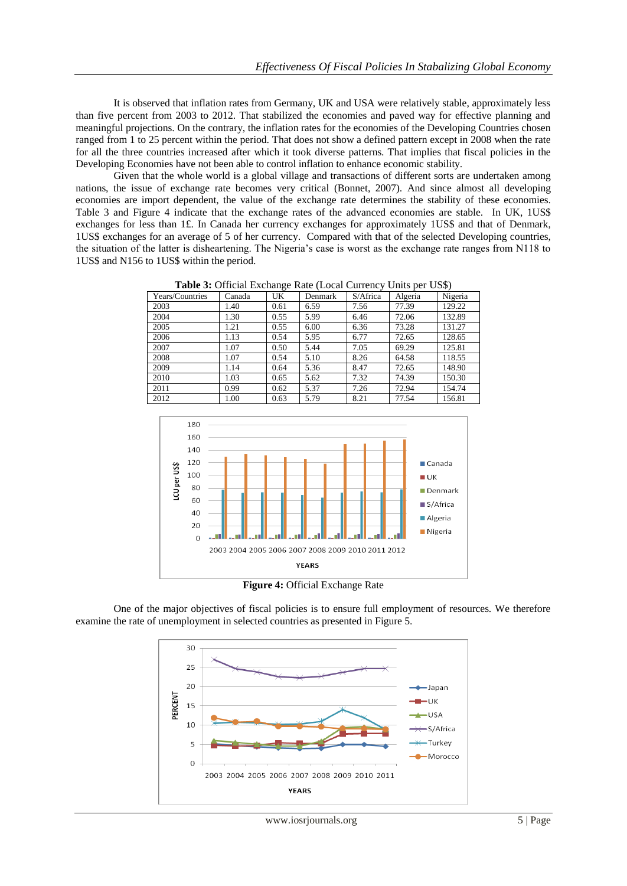It is observed that inflation rates from Germany, UK and USA were relatively stable, approximately less than five percent from 2003 to 2012. That stabilized the economies and paved way for effective planning and meaningful projections. On the contrary, the inflation rates for the economies of the Developing Countries chosen ranged from 1 to 25 percent within the period. That does not show a defined pattern except in 2008 when the rate for all the three countries increased after which it took diverse patterns. That implies that fiscal policies in the Developing Economies have not been able to control inflation to enhance economic stability.

Given that the whole world is a global village and transactions of different sorts are undertaken among nations, the issue of exchange rate becomes very critical (Bonnet, 2007). And since almost all developing economies are import dependent, the value of the exchange rate determines the stability of these economies. Table 3 and Figure 4 indicate that the exchange rates of the advanced economies are stable. In UK, 1US$ exchanges for less than 1£. In Canada her currency exchanges for approximately 1US$ and that of Denmark, 1US$ exchanges for an average of 5 of her currency. Compared with that of the selected Developing countries, the situation of the latter is disheartening. The Nigeria's case is worst as the exchange rate ranges from N118 to 1US$ and N156 to 1US$ within the period.

**Table 3:** Official Exchange Rate (Local Currency Units per US$)

| Years/Countries | Canada | UK | Denmark | S/Africa | Algeria | Nigeria |
|---|---|---|---|---|---|---|
| 2003 | 1.40 | 0.61 | 6.59 | 7.56 | 77.39 | 129.22 |
| 2004 | 1.30 | 0.55 | 5.99 | 6.46 | 72.06 | 132.89 |
| 2005 | 1.21 | 0.55 | 6.00 | 6.36 | 73.28 | 131.27 |
| 2006 | 1.13 | 0.54 | 5.95 | 6.77 | 72.65 | 128.65 |
| 2007 | 1.07 | 0.50 | 5.44 | 7.05 | 69.29 | 125.81 |
| 2008 | 1.07 | 0.54 | 5.10 | 8.26 | 64.58 | 118.55 |
| 2009 | 1.14 | 0.64 | 5.36 | 8.47 | 72.65 | 148.90 |
| 2010 | 1.03 | 0.65 | 5.62 | 7.32 | 74.39 | 150.30 |
| 2011 | 0.99 | 0.62 | 5.37 | 7.26 | 72.94 | 154.74 |
| 2012 | 1.00 | 0.63 | 5.79 | 8.21 | 77.54 | 156.81 |

LCU per US$

0 20 40 60 80 100 120 140 160 180

2003 2004 2005 2006 2007 2008 2009 2010 2011 2012

YEARS

Canada, UK, Denmark, S/Africa, Algeria, Nigeria

**Figure 4:** Official Exchange Rate

One of the major objectives of fiscal policies is to ensure full employment of resources. We therefore examine the rate of unemployment in selected countries as presented in Figure 5.

PERCENT

0 5 10 15 20 25 30

2003 2004 2005 2006 2007 2008 2009 2010 2011

YEARS

Japan, UK, USA, S/Africa, Turkey, Morocco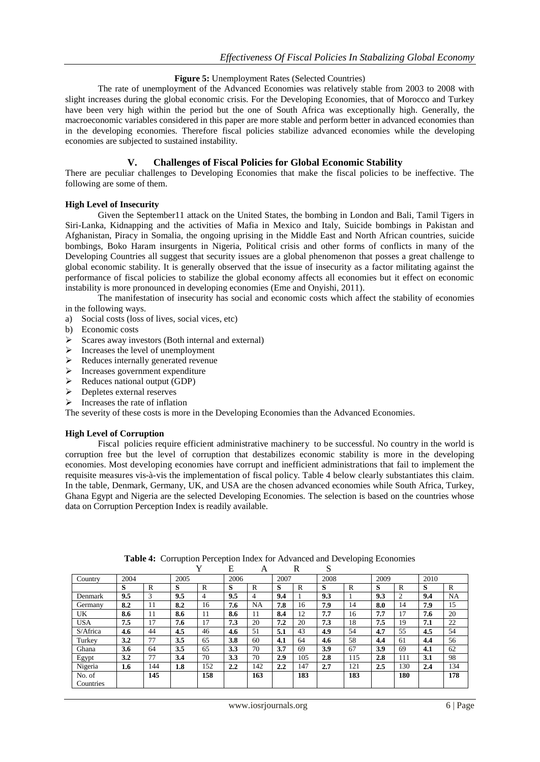**Figure 5:** Unemployment Rates (Selected Countries)

The rate of unemployment of the Advanced Economies was relatively stable from 2003 to 2008 with slight increases during the global economic crisis. For the Developing Economies, that of Morocco and Turkey have been very high within the period but the one of South Africa was exceptionally high. Generally, the macroeconomic variables considered in this paper are more stable and perform better in advanced economies than in the developing economies. Therefore fiscal policies stabilize advanced economies while the developing economies are subjected to sustained instability.

## V. Challenges of Fiscal Policies for Global Economic Stability

There are peculiar challenges to Developing Economies that make the fiscal policies to be ineffective. The following are some of them.

### High Level of Insecurity

Given the September11 attack on the United States, the bombing in London and Bali, Tamil Tigers in Siri-Lanka, Kidnapping and the activities of Mafia in Mexico and Italy, Suicide bombings in Pakistan and Afghanistan, Piracy in Somalia, the ongoing uprising in the Middle East and North African countries, suicide bombings, Boko Haram insurgents in Nigeria, Political crisis and other forms of conflicts in many of the Developing Countries all suggest that security issues are a global phenomenon that posses a great challenge to global economic stability. It is generally observed that the issue of insecurity as a factor militating against the performance of fiscal policies to stabilize the global economy affects all economies but it effect on economic instability is more pronounced in developing economies (Eme and Onyishi, 2011).

The manifestation of insecurity has social and economic costs which affect the stability of economies in the following ways.

a) Social costs (loss of lives, social vices, etc)
b) Economic costs

- Scares away investors (Both internal and external)
- Increases the level of unemployment
- Reduces internally generated revenue
- Increases government expenditure
- Reduces national output (GDP)
- Depletes external reserves
- Increases the rate of inflation

The severity of these costs is more in the Developing Economies than the Advanced Economies.

### High Level of Corruption

Fiscal policies require efficient administrative machinery to be successful. No country in the world is corruption free but the level of corruption that destabilizes economic stability is more in the developing economies. Most developing economies have corrupt and inefficient administrations that fail to implement the requisite measures vis-à-vis the implementation of fiscal policy. Table 4 below clearly substantiates this claim. In the table, Denmark, Germany, UK, and USA are the chosen advanced economies while South Africa, Turkey, Ghana Egypt and Nigeria are the selected Developing Economies. The selection is based on the countries whose data on Corruption Perception Index is readily available.

**Table 4:** Corruption Perception Index for Advanced and Developing Economies

| | YEARS | | | | | | | | | | | | | |
|---|---|---|---|---|---|---|---|---|---|---|---|---|---|---|
| Country | 2004 | | 2005 | | 2006 | | 2007 | | 2008 | | 2009 | | 2010 | |
| | **S** | R | **S** | R | **S** | R | **S** | R | **S** | R | **S** | R | **S** | R |
| Denmark | **9.5** | 3 | **9.5** | 4 | **9.5** | 4 | **9.4** | 1 | **9.3** | 1 | **9.3** | 2 | **9.4** | NA |
| Germany | **8.2** | 11 | **8.2** | 16 | **7.6** | NA | **7.8** | 16 | **7.9** | 14 | **8.0** | 14 | **7.9** | 15 |
| UK | **8.6** | 11 | **8.6** | 11 | **8.6** | 11 | **8.4** | 12 | **7.7** | 16 | **7.7** | 17 | **7.6** | 20 |
| USA | **7.5** | 17 | **7.6** | 17 | **7.3** | 20 | **7.2** | 20 | **7.3** | 18 | **7.5** | 19 | **7.1** | 22 |
| S/Africa | **4.6** | 44 | **4.5** | 46 | **4.6** | 51 | **5.1** | 43 | **4.9** | 54 | **4.7** | 55 | **4.5** | 54 |
| Turkey | **3.2** | 77 | **3.5** | 65 | **3.8** | 60 | **4.1** | 64 | **4.6** | 58 | **4.4** | 61 | **4.4** | 56 |
| Ghana | **3.6** | 64 | **3.5** | 65 | **3.3** | 70 | **3.7** | 69 | **3.9** | 67 | **3.9** | 69 | **4.1** | 62 |
| Egypt | **3.2** | 77 | **3.4** | 70 | **3.3** | 70 | **2.9** | 105 | **2.8** | 115 | **2.8** | 111 | **3.1** | 98 |
| Nigeria | **1.6** | 144 | **1.8** | 152 | **2.2** | 142 | **2.2** | 147 | **2.7** | 121 | **2.5** | 130 | **2.4** | 134 |
| No. of Countries | | **145** | | **158** | | **163** | | **183** | | **183** | | **180** | | **178** |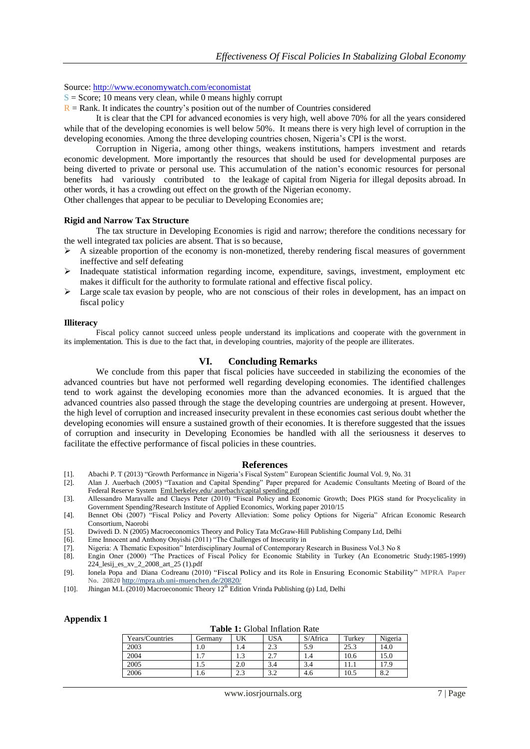Source: http://www.economywatch.com/economistat

S = Score; 10 means very clean, while 0 means highly corrupt

R = Rank. It indicates the country's position out of the number of Countries considered

It is clear that the CPI for advanced economies is very high, well above 70% for all the years considered while that of the developing economies is well below 50%. It means there is very high level of corruption in the developing economies. Among the three developing countries chosen, Nigeria's CPI is the worst.

Corruption in Nigeria, among other things, weakens institutions, hampers investment and retards economic development. More importantly the resources that should be used for developmental purposes are being diverted to private or personal use. This accumulation of the nation's economic resources for personal benefits had variously contributed to the leakage of capital from Nigeria for illegal deposits abroad. In other words, it has a crowding out effect on the growth of the Nigerian economy.

Other challenges that appear to be peculiar to Developing Economies are;

**Rigid and Narrow Tax Structure**

The tax structure in Developing Economies is rigid and narrow; therefore the conditions necessary for the well integrated tax policies are absent. That is so because,

- A sizeable proportion of the economy is non-monetized, thereby rendering fiscal measures of government ineffective and self defeating
- Inadequate statistical information regarding income, expenditure, savings, investment, employment etc makes it difficult for the authority to formulate rational and effective fiscal policy.
- Large scale tax evasion by people, who are not conscious of their roles in development, has an impact on fiscal policy

**Illiteracy**

Fiscal policy cannot succeed unless people understand its implications and cooperate with the government in its implementation. This is due to the fact that, in developing countries, majority of the people are illiterates.

## VI. Concluding Remarks

We conclude from this paper that fiscal policies have succeeded in stabilizing the economies of the advanced countries but have not performed well regarding developing economies. The identified challenges tend to work against the developing economies more than the advanced economies. It is argued that the advanced countries also passed through the stage the developing countries are undergoing at present. However, the high level of corruption and increased insecurity prevalent in these economies cast serious doubt whether the developing economies will ensure a sustained growth of their economies. It is therefore suggested that the issues of corruption and insecurity in Developing Economies be handled with all the seriousness it deserves to facilitate the effective performance of fiscal policies in these countries.

## References

[1]. Abachi P. T (2013) "Growth Performance in Nigeria's Fiscal System" European Scientific Journal Vol. 9, No. 31

[2]. Alan J. Auerbach (2005) "Taxation and Capital Spending" Paper prepared for Academic Consultants Meeting of Board of the Federal Reserve System Eml.berkeley.edu/ auerbach/capital spending.pdf

[3]. Allessandro Maravalle and Claeys Peter (2010) "Fiscal Policy and Economic Growth; Does PIGS stand for Procyclicality in Government Spending?Research Institute of Applied Economics, Working paper 2010/15

[4]. Bennet Obi (2007) "Fiscal Policy and Poverty Alleviation: Some policy Options for Nigeria" African Economic Research Consortium, Naorobi

[5]. Dwivedi D. N (2005) Macroeconomics Theory and Policy Tata McGraw-Hill Publishing Company Ltd, Delhi

[6]. Eme Innocent and Anthony Onyishi (2011) "The Challenges of Insecurity in

[7]. Nigeria: A Thematic Exposition" Interdisciplinary Journal of Contemporary Research in Business Vol.3 No 8

[8]. Engin Oner (2000) "The Practices of Fiscal Policy for Economic Stability in Turkey (An Econometric Study:1985-1999) 224_lesij_es_xv_2_2008_art_25 (1).pdf

[9]. Ionela Popa and Diana Codreanu (2010) "Fiscal Policy and its Role in Ensuring Economic Stability" MPRA Paper No. 20820 http://mpra.ub.uni-muenchen.de/20820/

[10]. Jhingan M.L (2010) Macroeconomic Theory 12th Edition Vrinda Publishing (p) Ltd, Delhi

**Appendix 1**

**Table 1:** Global Inflation Rate

| Years/Countries | Germany | UK | USA | S/Africa | Turkey | Nigeria |
|---|---|---|---|---|---|---|
| 2003 | 1.0 | 1.4 | 2.3 | 5.9 | 25.3 | 14.0 |
| 2004 | 1.7 | 1.3 | 2.7 | 1.4 | 10.6 | 15.0 |
| 2005 | 1.5 | 2.0 | 3.4 | 3.4 | 11.1 | 17.9 |
| 2006 | 1.6 | 2.3 | 3.2 | 4.6 | 10.5 | 8.2 |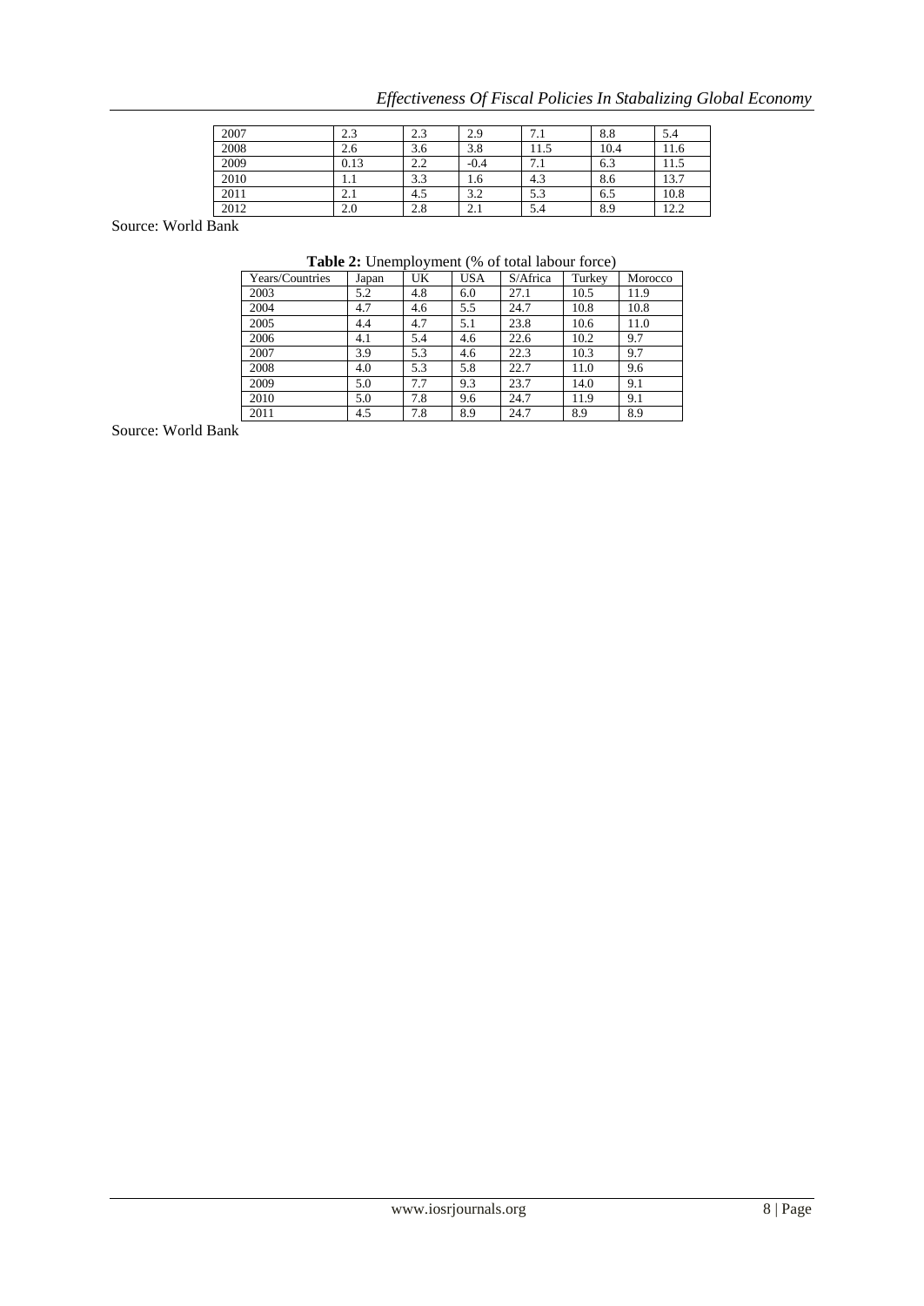| | | | | | | |
|---|---|---|---|---|---|---|
| 2007 | 2.3 | 2.3 | 2.9 | 7.1 | 8.8 | 5.4 |
| 2008 | 2.6 | 3.6 | 3.8 | 11.5 | 10.4 | 11.6 |
| 2009 | 0.13 | 2.2 | -0.4 | 7.1 | 6.3 | 11.5 |
| 2010 | 1.1 | 3.3 | 1.6 | 4.3 | 8.6 | 13.7 |
| 2011 | 2.1 | 4.5 | 3.2 | 5.3 | 6.5 | 10.8 |
| 2012 | 2.0 | 2.8 | 2.1 | 5.4 | 8.9 | 12.2 |

Source: World Bank

**Table 2:** Unemployment (% of total labour force)

| Years/Countries | Japan | UK | USA | S/Africa | Turkey | Morocco |
|---|---|---|---|---|---|---|
| 2003 | 5.2 | 4.8 | 6.0 | 27.1 | 10.5 | 11.9 |
| 2004 | 4.7 | 4.6 | 5.5 | 24.7 | 10.8 | 10.8 |
| 2005 | 4.4 | 4.7 | 5.1 | 23.8 | 10.6 | 11.0 |
| 2006 | 4.1 | 5.4 | 4.6 | 22.6 | 10.2 | 9.7 |
| 2007 | 3.9 | 5.3 | 4.6 | 22.3 | 10.3 | 9.7 |
| 2008 | 4.0 | 5.3 | 5.8 | 22.7 | 11.0 | 9.6 |
| 2009 | 5.0 | 7.7 | 9.3 | 23.7 | 14.0 | 9.1 |
| 2010 | 5.0 | 7.8 | 9.6 | 24.7 | 11.9 | 9.1 |
| 2011 | 4.5 | 7.8 | 8.9 | 24.7 | 8.9 | 8.9 |

Source: World Bank